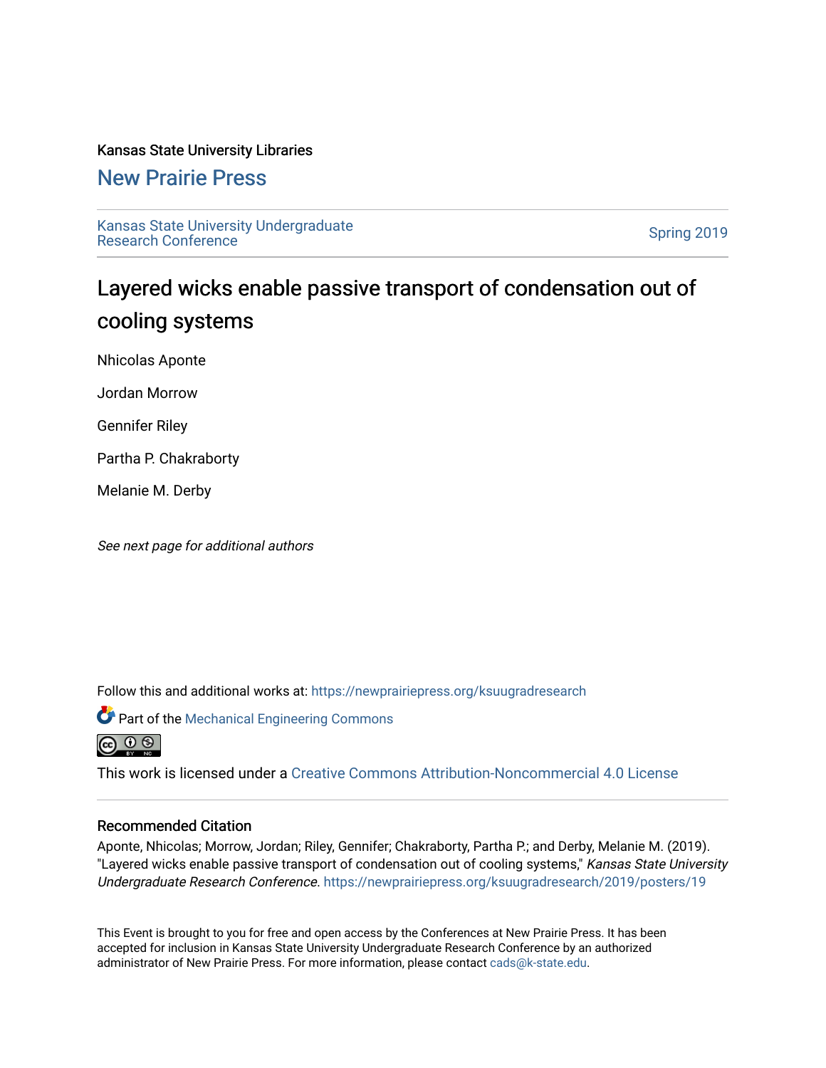Kansas State University Libraries

## New Prairie Press

Kansas State University Undergraduate Research Conference

Spring 2019

# Layered wicks enable passive transport of condensation out of cooling systems

Nhicolas Aponte

Jordan Morrow

Gennifer Riley

Partha P. Chakraborty

Melanie M. Derby

*See next page for additional authors*

Follow this and additional works at: https://newprairiepress.org/ksuugradresearch

Part of the Mechanical Engineering Commons

This work is licensed under a Creative Commons Attribution-Noncommercial 4.0 License

### Recommended Citation

Aponte, Nhicolas; Morrow, Jordan; Riley, Gennifer; Chakraborty, Partha P.; and Derby, Melanie M. (2019). "Layered wicks enable passive transport of condensation out of cooling systems," *Kansas State University Undergraduate Research Conference*. https://newprairiepress.org/ksuugradresearch/2019/posters/19

This Event is brought to you for free and open access by the Conferences at New Prairie Press. It has been accepted for inclusion in Kansas State University Undergraduate Research Conference by an authorized administrator of New Prairie Press. For more information, please contact cads@k-state.edu.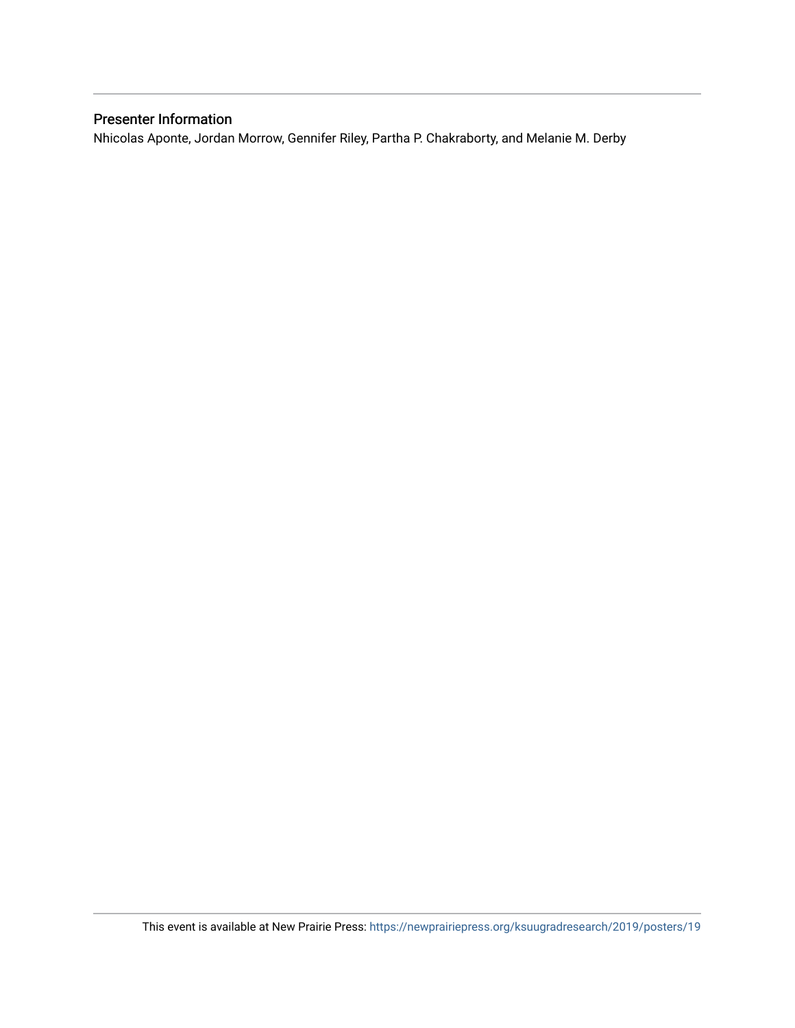## Presenter Information

Nhicolas Aponte, Jordan Morrow, Gennifer Riley, Partha P. Chakraborty, and Melanie M. Derby

This event is available at New Prairie Press: https://newprairiepress.org/ksuugradresearch/2019/posters/19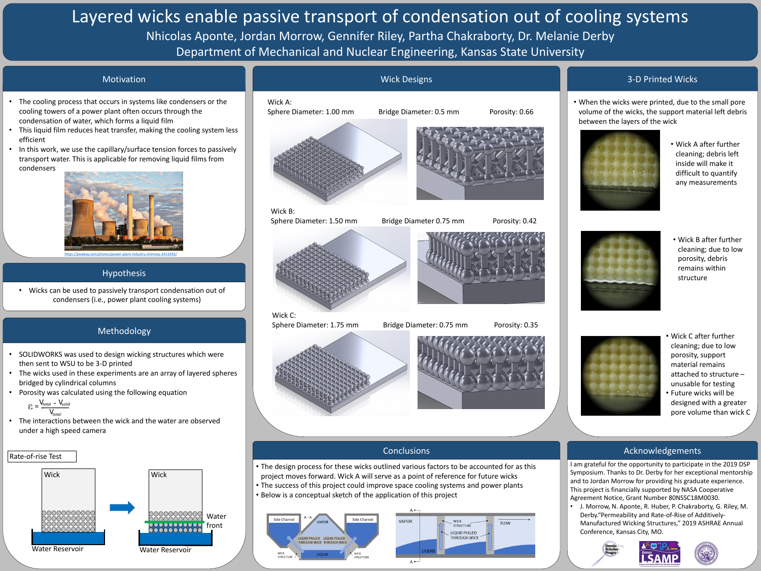# Layered wicks enable passive transport of condensation out of cooling systems

Nhicolas Aponte, Jordan Morrow, Gennifer Riley, Partha Chakraborty, Dr. Melanie Derby

Department of Mechanical and Nuclear Engineering, Kansas State University

## Motivation

- The cooling process that occurs in systems like condensers or the cooling towers of a power plant often occurs through the condensation of water, which forms a liquid film
- This liquid film reduces heat transfer, making the cooling system less efficient
- In this work, we use the capillary/surface tension forces to passively transport water. This is applicable for removing liquid films from condensers

https://pixabay.com/photos/power-plant-industry-chimney-2411932/

## Hypothesis

- Wicks can be used to passively transport condensation out of condensers (i.e., power plant cooling systems)

## Methodology

- SOLIDWORKS was used to design wicking structures which were then sent to WSU to be 3-D printed
- The wicks used in these experiments are an array of layered spheres bridged by cylindrical columns
- Porosity was calculated using the following equation

$$\varepsilon = \frac{V_{total} - V_{solid}}{V_{total}}$$

- The interactions between the wick and the water are observed under a high speed camera

Rate-of-rise Test

Wick

Water Reservoir

Wick

Water front

Water Reservoir

## Wick Designs

Wick A:
Sphere Diameter: 1.00 mm    Bridge Diameter: 0.5 mm    Porosity: 0.66

Wick B:
Sphere Diameter: 1.50 mm    Bridge Diameter 0.75 mm    Porosity: 0.42

Wick C:
Sphere Diameter: 1.75 mm    Bridge Diameter: 0.75 mm    Porosity: 0.35

## 3-D Printed Wicks

- When the wicks were printed, due to the small pore volume of the wicks, the support material left debris between the layers of the wick

- Wick A after further cleaning; debris left inside will make it difficult to quantify any measurements

- Wick B after further cleaning; due to low porosity, debris remains within structure

- Wick C after further cleaning; due to low porosity, support material remains attached to structure – unusable for testing
- Future wicks will be designed with a greater pore volume than wick C

## Conclusions

- The design process for these wicks outlined various factors to be accounted for as this project moves forward. Wick A will serve as a point of reference for future wicks
- The success of this project could improve space cooling systems and power plants
- Below is a conceptual sketch of the application of this project

Side Channel    A - A    VAPOR    Side Channel
LIQUID PULLED THROUGH WICK    LIQUID PULLED THROUGH WICK
WICK STRUCTURE    LIQUID    WICK STRUCTURE

A
VAPOR    WICK STRUCTURE    FLOW
LIQUID PULLED THROUGH WICK
LIQUID
A

## Acknowledgements

I am grateful for the opportunity to participate in the 2019 DSP Symposium. Thanks to Dr. Derby for her exceptional mentorship and to Jordan Morrow for providing his graduate experience. This project is financially supported by NASA Cooperative Agreement Notice, Grant Number 80NSSC18M0030.

- J. Morrow, N. Aponte, R. Huber, P. Chakraborty, G. Riley, M. Derby."Permeability and Rate-of-Rise of Additively-Manufactured Wicking Structures," 2019 ASHRAE Annual Conference, Kansas City, MO.